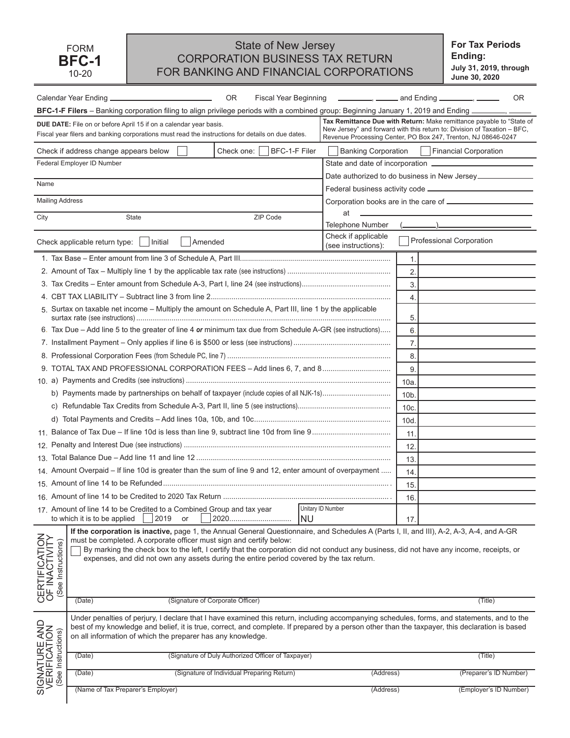FORM **BFC-1** 10-20

# State of New Jersey
## CORPORATION BUSINESS TAX RETURN FOR BANKING AND FINANCIAL CORPORATIONS

**For Tax Periods Ending: July 31, 2019, through June 30, 2020**

Calendar Year Ending ____________ OR Fiscal Year Beginning ______, ____ and Ending ______, ____ OR

**BFC-1-F Filers** – Banking corporation filing to align privilege periods with a combined group: Beginning January 1, 2019 and Ending ______, ____

**DUE DATE:** File on or before April 15 if on a calendar year basis.
Fiscal year filers and banking corporations must read the instructions for details on due dates.

**Tax Remittance Due with Return:** Make remittance payable to "State of New Jersey" and forward with this return to: Division of Taxation – BFC, Revenue Processing Center, PO Box 247, Trenton, NJ 08646-0247

Check if address change appears below ☐ Check one: ☐ BFC-1-F Filer ☐ Banking Corporation ☐ Financial Corporation

Federal Employer ID Number

Name

Mailing Address

City State ZIP Code

State and date of incorporation ____________

Date authorized to do business in New Jersey ____________

Federal business activity code ____________

Corporation books are in the care of ____________

at ____________

Telephone Number (______)____________

Check applicable return type: ☐ Initial ☐ Amended

Check if applicable (see instructions): ☐ Professional Corporation

| Line | Description | | |
|---|---|---|---|
| 1. | Tax Base – Enter amount from line 3 of Schedule A, Part III | 1. | |
| 2. | Amount of Tax – Multiply line 1 by the applicable tax rate (see instructions) | 2. | |
| 3. | Tax Credits – Enter amount from Schedule A-3, Part I, line 24 (see instructions) | 3. | |
| 4. | CBT TAX LIABILITY – Subtract line 3 from line 2 | 4. | |
| 5. | Surtax on taxable net income – Multiply the amount on Schedule A, Part III, line 1 by the applicable surtax rate (see instructions) | 5. | |
| 6. | Tax Due – Add line 5 to the greater of line 4 ***or*** minimum tax due from Schedule A-GR (see instructions) | 6. | |
| 7. | Installment Payment – Only applies if line 6 is $500 or less (see instructions) | 7. | |
| 8. | Professional Corporation Fees (from Schedule PC, line 7) | 8. | |
| 9. | TOTAL TAX AND PROFESSIONAL CORPORATION FEES – Add lines 6, 7, and 8 | 9. | |
| 10. | a) Payments and Credits (see instructions) | 10a. | |
| | b) Payments made by partnerships on behalf of taxpayer (include copies of all NJK-1s) | 10b. | |
| | c) Refundable Tax Credits from Schedule A-3, Part II, line 5 (see instructions) | 10c. | |
| | d) Total Payments and Credits – Add lines 10a, 10b, and 10c | 10d. | |
| 11. | Balance of Tax Due – If line 10d is less than line 9, subtract line 10d from line 9 | 11. | |
| 12. | Penalty and Interest Due (see instructions) | 12. | |
| 13. | Total Balance Due – Add line 11 and line 12 | 13. | |
| 14. | Amount Overpaid – If line 10d is greater than the sum of line 9 and 12, enter amount of overpayment | 14. | |
| 15. | Amount of line 14 to be Refunded | 15. | |
| 16. | Amount of line 14 to be Credited to 2020 Tax Return | 16. | |
| 17. | Amount of line 14 to be Credited to a Combined Group and tax year to which it is to be applied ☐ 2019 or ☐ 2020 — Unitary ID Number NU | 17. | |

**CERTIFICATION OF INACTIVITY** (See Instructions)

**If the corporation is inactive,** page 1, the Annual General Questionnaire, and Schedules A (Parts I, II, and III), A-2, A-3, A-4, and A-GR must be completed. A corporate officer must sign and certify below:

☐ By marking the check box to the left, I certify that the corporation did not conduct any business, did not have any income, receipts, or expenses, and did not own any assets during the entire period covered by the tax return.

(Date) (Signature of Corporate Officer) (Title)

**SIGNATURE AND VERIFICATION** (See Instructions)

Under penalties of perjury, I declare that I have examined this return, including accompanying schedules, forms, and statements, and to the best of my knowledge and belief, it is true, correct, and complete. If prepared by a person other than the taxpayer, this declaration is based on all information of which the preparer has any knowledge.

(Date) (Signature of Duly Authorized Officer of Taxpayer) (Title)

(Date) (Signature of Individual Preparing Return) (Address) (Preparer's ID Number)

(Name of Tax Preparer's Employer) (Address) (Employer's ID Number)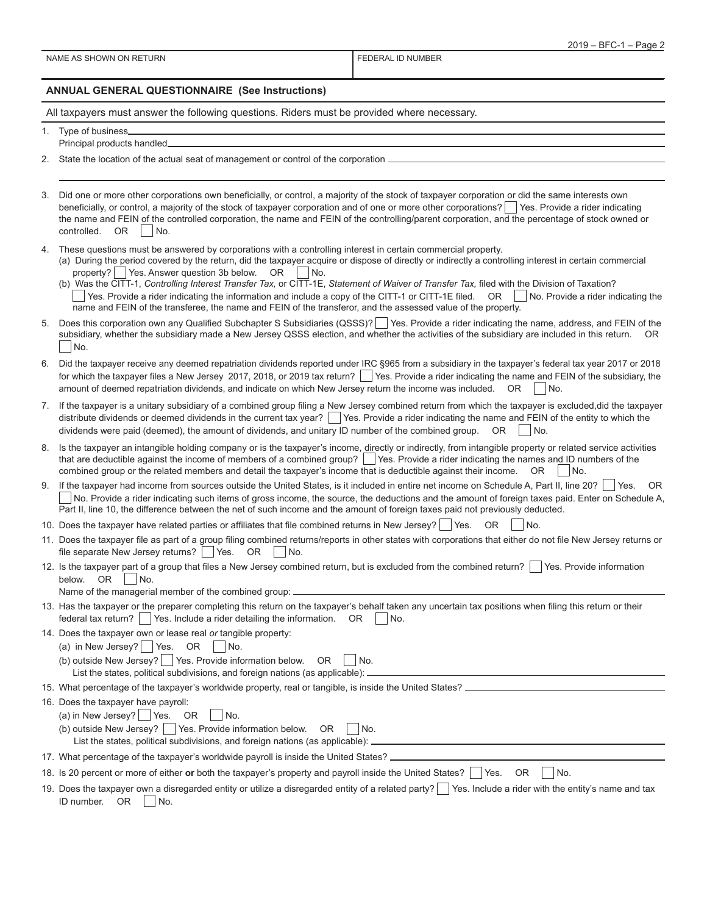NAME AS SHOWN ON RETURN | FEDERAL ID NUMBER

## ANNUAL GENERAL QUESTIONNAIRE (See Instructions)

All taxpayers must answer the following questions. Riders must be provided where necessary.

1. Type of business\_\_\_\_\_\_\_\_\_\_
   Principal products handled\_\_\_\_\_\_\_\_\_\_

2. State the location of the actual seat of management or control of the corporation \_\_\_\_\_\_\_\_\_\_

3. Did one or more other corporations own beneficially, or control, a majority of the stock of taxpayer corporation or did the same interests own beneficially, or control, a majority of the stock of taxpayer corporation and of one or more other corporations? ☐ Yes. Provide a rider indicating the name and FEIN of the controlled corporation, the name and FEIN of the controlling/parent corporation, and the percentage of stock owned or controlled. OR ☐ No.

4. These questions must be answered by corporations with a controlling interest in certain commercial property.
   (a) During the period covered by the return, did the taxpayer acquire or dispose of directly or indirectly a controlling interest in certain commercial property? ☐ Yes. Answer question 3b below. OR ☐ No.
   (b) Was the CITT-1, *Controlling Interest Transfer Tax,* or CITT-1E, *Statement of Waiver of Transfer Tax,* filed with the Division of Taxation?
   ☐ Yes. Provide a rider indicating the information and include a copy of the CITT-1 or CITT-1E filed. OR ☐ No. Provide a rider indicating the name and FEIN of the transferee, the name and FEIN of the transferor, and the assessed value of the property.

5. Does this corporation own any Qualified Subchapter S Subsidiaries (QSSS)? ☐ Yes. Provide a rider indicating the name, address, and FEIN of the subsidiary, whether the subsidiary made a New Jersey QSSS election, and whether the activities of the subsidiary are included in this return. OR ☐ No.

6. Did the taxpayer receive any deemed repatriation dividends reported under IRC §965 from a subsidiary in the taxpayer's federal tax year 2017 or 2018 for which the taxpayer files a New Jersey 2017, 2018, or 2019 tax return? ☐ Yes. Provide a rider indicating the name and FEIN of the subsidiary, the amount of deemed repatriation dividends, and indicate on which New Jersey return the income was included. OR ☐ No.

7. If the taxpayer is a unitary subsidiary of a combined group filing a New Jersey combined return from which the taxpayer is excluded,did the taxpayer distribute dividends or deemed dividends in the current tax year? ☐ Yes. Provide a rider indicating the name and FEIN of the entity to which the dividends were paid (deemed), the amount of dividends, and unitary ID number of the combined group. OR ☐ No.

8. Is the taxpayer an intangible holding company or is the taxpayer's income, directly or indirectly, from intangible property or related service activities that are deductible against the income of members of a combined group? ☐ Yes. Provide a rider indicating the names and ID numbers of the combined group or the related members and detail the taxpayer's income that is deductible against their income. OR ☐ No.

9. If the taxpayer had income from sources outside the United States, is it included in entire net income on Schedule A, Part II, line 20? ☐ Yes. OR ☐ No. Provide a rider indicating such items of gross income, the source, the deductions and the amount of foreign taxes paid. Enter on Schedule A, Part II, line 10, the difference between the net of such income and the amount of foreign taxes paid not previously deducted.

10. Does the taxpayer have related parties or affiliates that file combined returns in New Jersey? ☐ Yes. OR ☐ No.

11. Does the taxpayer file as part of a group filing combined returns/reports in other states with corporations that either do not file New Jersey returns or file separate New Jersey returns? ☐ Yes. OR ☐ No.

12. Is the taxpayer part of a group that files a New Jersey combined return, but is excluded from the combined return? ☐ Yes. Provide information below. OR ☐ No.
    Name of the managerial member of the combined group: \_\_\_\_\_\_\_\_\_\_

13. Has the taxpayer or the preparer completing this return on the taxpayer's behalf taken any uncertain tax positions when filing this return or their federal tax return? ☐ Yes. Include a rider detailing the information. OR ☐ No.

14. Does the taxpayer own or lease real *or* tangible property:
    (a) in New Jersey? ☐ Yes. OR ☐ No.
    (b) outside New Jersey? ☐ Yes. Provide information below. OR ☐ No.
    List the states, political subdivisions, and foreign nations (as applicable): \_\_\_\_\_\_\_\_\_\_

15. What percentage of the taxpayer's worldwide property, real or tangible, is inside the United States? \_\_\_\_\_\_\_\_\_\_

16. Does the taxpayer have payroll:
    (a) in New Jersey? ☐ Yes. OR ☐ No.
    (b) outside New Jersey? ☐ Yes. Provide information below. OR ☐ No.
    List the states, political subdivisions, and foreign nations (as applicable): \_\_\_\_\_\_\_\_\_\_

17. What percentage of the taxpayer's worldwide payroll is inside the United States? \_\_\_\_\_\_\_\_\_\_

18. Is 20 percent or more of either **or** both the taxpayer's property and payroll inside the United States? ☐ Yes. OR ☐ No.

19. Does the taxpayer own a disregarded entity or utilize a disregarded entity of a related party? ☐ Yes. Include a rider with the entity's name and tax ID number. OR ☐ No.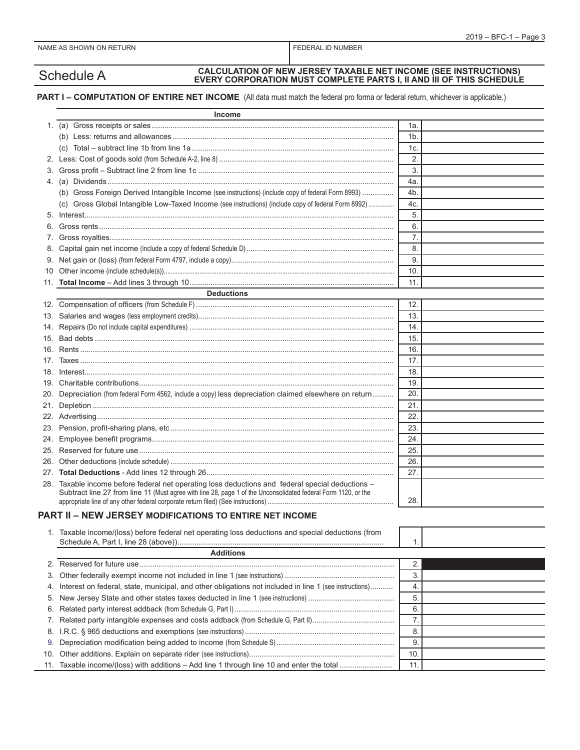| NAME AS SHOWN ON RETURN | FEDERAL ID NUMBER |
|---|---|
| | |

# Schedule A

**CALCULATION OF NEW JERSEY TAXABLE NET INCOME (SEE INSTRUCTIONS)**
**EVERY CORPORATION MUST COMPLETE PARTS I, II AND III OF THIS SCHEDULE**

## PART I – COMPUTATION OF ENTIRE NET INCOME (All data must match the federal pro forma or federal return, whichever is applicable.)

| | Income | Line | Amount |
|---|---|---|---|
| 1. | (a) Gross receipts or sales | 1a. | |
| | (b) Less: returns and allowances | 1b. | |
| | (c) Total – subtract line 1b from line 1a | 1c. | |
| 2. | Less: Cost of goods sold (from Schedule A-2, line 8) | 2. | |
| 3. | Gross profit – Subtract line 2 from line 1c | 3. | |
| 4. | (a) Dividends | 4a. | |
| | (b) Gross Foreign Derived Intangible Income (see instructions) (include copy of federal Form 8993) | 4b. | |
| | (c) Gross Global Intangible Low-Taxed Income (see instructions) (include copy of federal Form 8992) | 4c. | |
| 5. | Interest | 5. | |
| 6. | Gross rents | 6. | |
| 7. | Gross royalties | 7. | |
| 8. | Capital gain net income (include a copy of federal Schedule D) | 8. | |
| 9. | Net gain or (loss) (from federal Form 4797, include a copy) | 9. | |
| 10 | Other income (include schedule(s)) | 10. | |
| 11. | **Total Income** – Add lines 3 through 10 | 11. | |
| | **Deductions** | | |
| 12. | Compensation of officers (from Schedule F) | 12. | |
| 13. | Salaries and wages (less employment credits) | 13. | |
| 14. | Repairs (Do not include capital expenditures) | 14. | |
| 15. | Bad debts | 15. | |
| 16. | Rents | 16. | |
| 17. | Taxes | 17. | |
| 18. | Interest | 18. | |
| 19. | Charitable contributions | 19. | |
| 20. | Depreciation (from federal Form 4562, include a copy) less depreciation claimed elsewhere on return | 20. | |
| 21. | Depletion | 21. | |
| 22. | Advertising | 22. | |
| 23. | Pension, profit-sharing plans, etc | 23. | |
| 24. | Employee benefit programs | 24. | |
| 25. | Reserved for future use | 25. | |
| 26. | Other deductions (include schedule) | 26. | |
| 27. | **Total Deductions** - Add lines 12 through 26 | 27. | |
| 28. | Taxable income before federal net operating loss deductions and federal special deductions – Subtract line 27 from line 11 (Must agree with line 28, page 1 of the Unconsolidated federal Form 1120, or the appropriate line of any other federal corporate return filed) (See instructions) | 28. | |

## PART II – NEW JERSEY MODIFICATIONS TO ENTIRE NET INCOME

| | | Line | Amount |
|---|---|---|---|
| 1. | Taxable income/(loss) before federal net operating loss deductions and special deductions (from Schedule A, Part I, line 28 (above)) | 1. | |
| | **Additions** | | |
| 2. | Reserved for future use | 2. | |
| 3. | Other federally exempt income not included in line 1 (see instructions) | 3. | |
| 4. | Interest on federal, state, municipal, and other obligations not included in line 1 (see instructions) | 4. | |
| 5. | New Jersey State and other states taxes deducted in line 1 (see instructions) | 5. | |
| 6. | Related party interest addback (from Schedule G, Part I) | 6. | |
| 7. | Related party intangible expenses and costs addback (from Schedule G, Part II) | 7. | |
| 8. | I.R.C. § 965 deductions and exemptions (see instructions) | 8. | |
| 9. | Depreciation modification being added to income (from Schedule S) | 9. | |
| 10. | Other additions. Explain on separate rider (see instructions) | 10. | |
| 11. | Taxable income/(loss) with additions – Add line 1 through line 10 and enter the total | 11. | |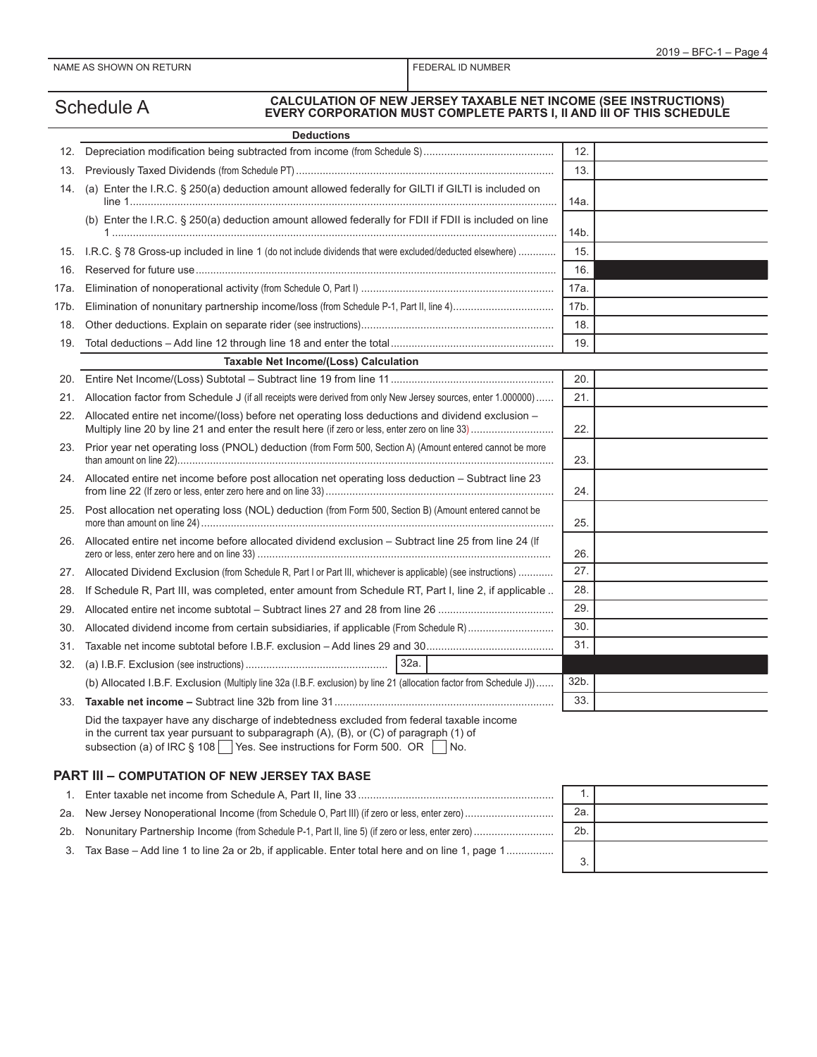NAME AS SHOWN ON RETURN | FEDERAL ID NUMBER

# Schedule A

**CALCULATION OF NEW JERSEY TAXABLE NET INCOME (SEE INSTRUCTIONS)**
**EVERY CORPORATION MUST COMPLETE PARTS I, II AND III OF THIS SCHEDULE**

**Deductions**

| | | | |
|---|---|---|---|
| 12. | Depreciation modification being subtracted from income (from Schedule S) | 12. | |
| 13. | Previously Taxed Dividends (from Schedule PT) | 13. | |
| 14. | (a) Enter the I.R.C. § 250(a) deduction amount allowed federally for GILTI if GILTI is included on line 1 | 14a. | |
| | (b) Enter the I.R.C. § 250(a) deduction amount allowed federally for FDII if FDII is included on line 1 | 14b. | |
| 15. | I.R.C. § 78 Gross-up included in line 1 (do not include dividends that were excluded/deducted elsewhere) | 15. | |
| 16. | Reserved for future use | 16. | |
| 17a. | Elimination of nonoperational activity (from Schedule O, Part I) | 17a. | |
| 17b. | Elimination of nonunitary partnership income/loss (from Schedule P-1, Part II, line 4) | 17b. | |
| 18. | Other deductions. Explain on separate rider (see instructions) | 18. | |
| 19. | Total deductions – Add line 12 through line 18 and enter the total | 19. | |

**Taxable Net Income/(Loss) Calculation**

| | | | |
|---|---|---|---|
| 20. | Entire Net Income/(Loss) Subtotal – Subtract line 19 from line 11 | 20. | |
| 21. | Allocation factor from Schedule J (if all receipts were derived from only New Jersey sources, enter 1.000000) | 21. | |
| 22. | Allocated entire net income/(loss) before net operating loss deductions and dividend exclusion – Multiply line 20 by line 21 and enter the result here (if zero or less, enter zero on line 33) | 22. | |
| 23. | Prior year net operating loss (PNOL) deduction (from Form 500, Section A) (Amount entered cannot be more than amount on line 22) | 23. | |
| 24. | Allocated entire net income before post allocation net operating loss deduction – Subtract line 23 from line 22 (If zero or less, enter zero here and on line 33) | 24. | |
| 25. | Post allocation net operating loss (NOL) deduction (from Form 500, Section B) (Amount entered cannot be more than amount on line 24) | 25. | |
| 26. | Allocated entire net income before allocated dividend exclusion – Subtract line 25 from line 24 (If zero or less, enter zero here and on line 33) | 26. | |
| 27. | Allocated Dividend Exclusion (from Schedule R, Part I or Part III, whichever is applicable) (see instructions) | 27. | |
| 28. | If Schedule R, Part III, was completed, enter amount from Schedule RT, Part I, line 2, if applicable | 28. | |
| 29. | Allocated entire net income subtotal – Subtract lines 27 and 28 from line 26 | 29. | |
| 30. | Allocated dividend income from certain subsidiaries, if applicable (From Schedule R) | 30. | |
| 31. | Taxable net income subtotal before I.B.F. exclusion – Add lines 29 and 30 | 31. | |
| 32. | (a) I.B.F. Exclusion (see instructions) 32a. | | |
| | (b) Allocated I.B.F. Exclusion (Multiply line 32a (I.B.F. exclusion) by line 21 (allocation factor from Schedule J)) | 32b. | |
| 33. | **Taxable net income –** Subtract line 32b from line 31 | 33. | |

Did the taxpayer have any discharge of indebtedness excluded from federal taxable income in the current tax year pursuant to subparagraph (A), (B), or (C) of paragraph (1) of subsection (a) of IRC § 108 ☐ Yes. See instructions for Form 500. OR ☐ No.

## PART III – COMPUTATION OF NEW JERSEY TAX BASE

| | | | |
|---|---|---|---|
| 1. | Enter taxable net income from Schedule A, Part II, line 33 | 1. | |
| 2a. | New Jersey Nonoperational Income (from Schedule O, Part III) (if zero or less, enter zero) | 2a. | |
| 2b. | Nonunitary Partnership Income (from Schedule P-1, Part II, line 5) (if zero or less, enter zero) | 2b. | |
| 3. | Tax Base – Add line 1 to line 2a or 2b, if applicable. Enter total here and on line 1, page 1 | 3. | |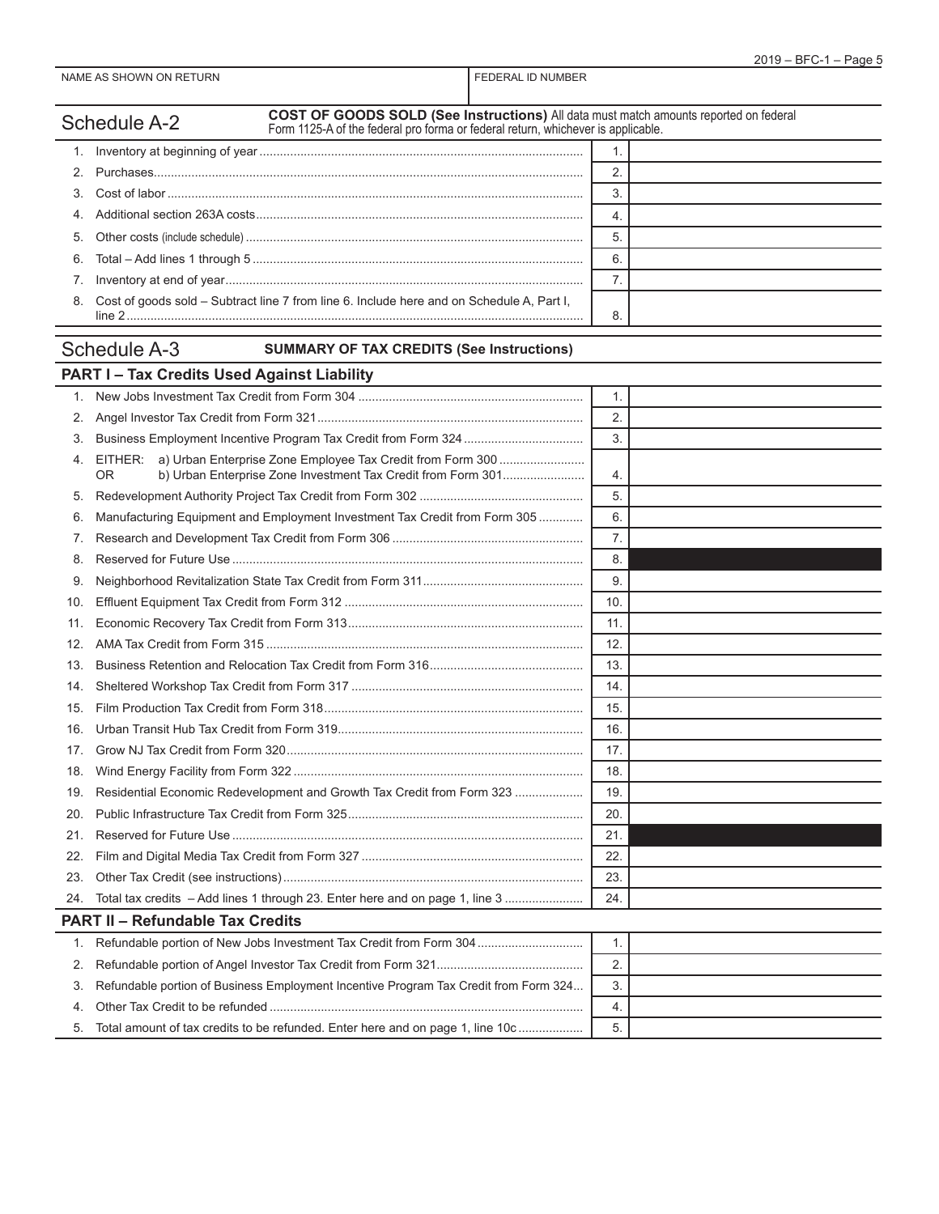| NAME AS SHOWN ON RETURN | FEDERAL ID NUMBER |
|---|---|
| | |

## Schedule A-2

**COST OF GOODS SOLD (See Instructions)** All data must match amounts reported on federal Form 1125-A of the federal pro forma or federal return, whichever is applicable.

| | | | |
|---|---|---|---|
| 1. | Inventory at beginning of year | 1. | |
| 2. | Purchases | 2. | |
| 3. | Cost of labor | 3. | |
| 4. | Additional section 263A costs | 4. | |
| 5. | Other costs (include schedule) | 5. | |
| 6. | Total – Add lines 1 through 5 | 6. | |
| 7. | Inventory at end of year | 7. | |
| 8. | Cost of goods sold – Subtract line 7 from line 6. Include here and on Schedule A, Part I, line 2 | 8. | |

## Schedule A-3

**SUMMARY OF TAX CREDITS (See Instructions)**

### PART I – Tax Credits Used Against Liability

| | | | |
|---|---|---|---|
| 1. | New Jobs Investment Tax Credit from Form 304 | 1. | |
| 2. | Angel Investor Tax Credit from Form 321 | 2. | |
| 3. | Business Employment Incentive Program Tax Credit from Form 324 | 3. | |
| 4. | EITHER: a) Urban Enterprise Zone Employee Tax Credit from Form 300 OR b) Urban Enterprise Zone Investment Tax Credit from Form 301 | 4. | |
| 5. | Redevelopment Authority Project Tax Credit from Form 302 | 5. | |
| 6. | Manufacturing Equipment and Employment Investment Tax Credit from Form 305 | 6. | |
| 7. | Research and Development Tax Credit from Form 306 | 7. | |
| 8. | Reserved for Future Use | 8. | |
| 9. | Neighborhood Revitalization State Tax Credit from Form 311 | 9. | |
| 10. | Effluent Equipment Tax Credit from Form 312 | 10. | |
| 11. | Economic Recovery Tax Credit from Form 313 | 11. | |
| 12. | AMA Tax Credit from Form 315 | 12. | |
| 13. | Business Retention and Relocation Tax Credit from Form 316 | 13. | |
| 14. | Sheltered Workshop Tax Credit from Form 317 | 14. | |
| 15. | Film Production Tax Credit from Form 318 | 15. | |
| 16. | Urban Transit Hub Tax Credit from Form 319 | 16. | |
| 17. | Grow NJ Tax Credit from Form 320 | 17. | |
| 18. | Wind Energy Facility from Form 322 | 18. | |
| 19. | Residential Economic Redevelopment and Growth Tax Credit from Form 323 | 19. | |
| 20. | Public Infrastructure Tax Credit from Form 325 | 20. | |
| 21. | Reserved for Future Use | 21. | |
| 22. | Film and Digital Media Tax Credit from Form 327 | 22. | |
| 23. | Other Tax Credit (see instructions) | 23. | |
| 24. | Total tax credits – Add lines 1 through 23. Enter here and on page 1, line 3 | 24. | |

### PART II – Refundable Tax Credits

| | | | |
|---|---|---|---|
| 1. | Refundable portion of New Jobs Investment Tax Credit from Form 304 | 1. | |
| 2. | Refundable portion of Angel Investor Tax Credit from Form 321 | 2. | |
| 3. | Refundable portion of Business Employment Incentive Program Tax Credit from Form 324 | 3. | |
| 4. | Other Tax Credit to be refunded | 4. | |
| 5. | Total amount of tax credits to be refunded. Enter here and on page 1, line 10c | 5. | |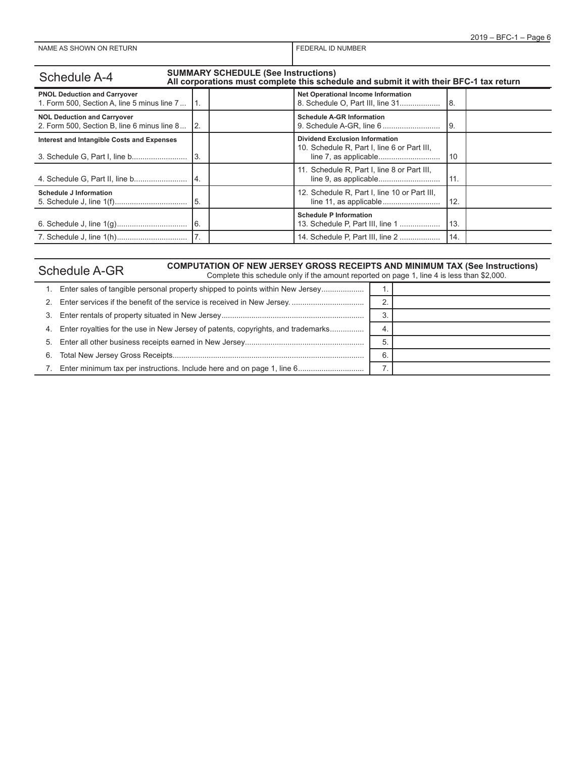| NAME AS SHOWN ON RETURN | FEDERAL ID NUMBER |
|---|---|
| | |

## Schedule A-4

**SUMMARY SCHEDULE (See Instructions)**
**All corporations must complete this schedule and submit it with their BFC-1 tax return**

| | | | | | |
|---|---|---|---|---|---|
| **PNOL Deduction and Carryover** 1. Form 500, Section A, line 5 minus line 7 | 1. | | **Net Operational Income Information** 8. Schedule O, Part III, line 31 | 8. | |
| **NOL Deduction and Carryover** 2. Form 500, Section B, line 6 minus line 8 | 2. | | **Schedule A-GR Information** 9. Schedule A-GR, line 6 | 9. | |
| **Interest and Intangible Costs and Expenses** 3. Schedule G, Part I, line b | 3. | | **Dividend Exclusion Information** 10. Schedule R, Part I, line 6 or Part III, line 7, as applicable | 10 | |
| 4. Schedule G, Part II, line b | 4. | | 11. Schedule R, Part I, line 8 or Part III, line 9, as applicable | 11. | |
| **Schedule J Information** 5. Schedule J, line 1(f) | 5. | | 12. Schedule R, Part I, line 10 or Part III, line 11, as applicable | 12. | |
| 6. Schedule J, line 1(g) | 6. | | **Schedule P Information** 13. Schedule P, Part III, line 1 | 13. | |
| 7. Schedule J, line 1(h) | 7. | | 14. Schedule P, Part III, line 2 | 14. | |

## Schedule A-GR

**COMPUTATION OF NEW JERSEY GROSS RECEIPTS AND MINIMUM TAX (See Instructions)**
Complete this schedule only if the amount reported on page 1, line 4 is less than $2,000.

| | | |
|---|---|---|
| 1. Enter sales of tangible personal property shipped to points within New Jersey | 1. | |
| 2. Enter services if the benefit of the service is received in New Jersey. | 2. | |
| 3. Enter rentals of property situated in New Jersey | 3. | |
| 4. Enter royalties for the use in New Jersey of patents, copyrights, and trademarks | 4. | |
| 5. Enter all other business receipts earned in New Jersey | 5. | |
| 6. Total New Jersey Gross Receipts | 6. | |
| 7. Enter minimum tax per instructions. Include here and on page 1, line 6 | 7. | |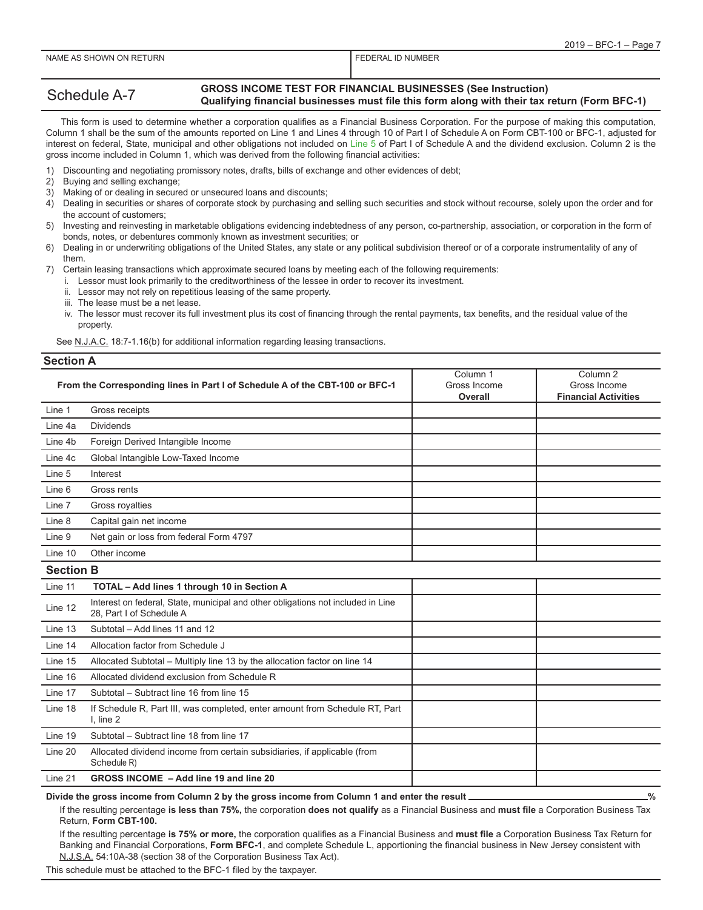| NAME AS SHOWN ON RETURN | FEDERAL ID NUMBER |
|---|---|
| | |

## Schedule A-7

**GROSS INCOME TEST FOR FINANCIAL BUSINESSES (See Instruction)**
**Qualifying financial businesses must file this form along with their tax return (Form BFC-1)**

This form is used to determine whether a corporation qualifies as a Financial Business Corporation. For the purpose of making this computation, Column 1 shall be the sum of the amounts reported on Line 1 and Lines 4 through 10 of Part I of Schedule A on Form CBT-100 or BFC-1, adjusted for interest on federal, State, municipal and other obligations not included on Line 5 of Part I of Schedule A and the dividend exclusion. Column 2 is the gross income included in Column 1, which was derived from the following financial activities:

1) Discounting and negotiating promissory notes, drafts, bills of exchange and other evidences of debt;
2) Buying and selling exchange;
3) Making of or dealing in secured or unsecured loans and discounts;
4) Dealing in securities or shares of corporate stock by purchasing and selling such securities and stock without recourse, solely upon the order and for the account of customers;
5) Investing and reinvesting in marketable obligations evidencing indebtedness of any person, co-partnership, association, or corporation in the form of bonds, notes, or debentures commonly known as investment securities; or
6) Dealing in or underwriting obligations of the United States, any state or any political subdivision thereof or of a corporate instrumentality of any of them.
7) Certain leasing transactions which approximate secured loans by meeting each of the following requirements:
   i. Lessor must look primarily to the creditworthiness of the lessee in order to recover its investment.
   ii. Lessor may not rely on repetitious leasing of the same property.
   iii. The lease must be a net lease.
   iv. The lessor must recover its full investment plus its cost of financing through the rental payments, tax benefits, and the residual value of the property.

See N.J.A.C. 18:7-1.16(b) for additional information regarding leasing transactions.

### Section A

| | From the Corresponding lines in Part I of Schedule A of the CBT-100 or BFC-1 | Column 1 Gross Income **Overall** | Column 2 Gross Income **Financial Activities** |
|---|---|---|---|
| Line 1 | Gross receipts | | |
| Line 4a | Dividends | | |
| Line 4b | Foreign Derived Intangible Income | | |
| Line 4c | Global Intangible Low-Taxed Income | | |
| Line 5 | Interest | | |
| Line 6 | Gross rents | | |
| Line 7 | Gross royalties | | |
| Line 8 | Capital gain net income | | |
| Line 9 | Net gain or loss from federal Form 4797 | | |
| Line 10 | Other income | | |

### Section B

| | | Column 1 | Column 2 |
|---|---|---|---|
| Line 11 | **TOTAL – Add lines 1 through 10 in Section A** | | |
| Line 12 | Interest on federal, State, municipal and other obligations not included in Line 28, Part I of Schedule A | | |
| Line 13 | Subtotal – Add lines 11 and 12 | | |
| Line 14 | Allocation factor from Schedule J | | |
| Line 15 | Allocated Subtotal – Multiply line 13 by the allocation factor on line 14 | | |
| Line 16 | Allocated dividend exclusion from Schedule R | | |
| Line 17 | Subtotal – Subtract line 16 from line 15 | | |
| Line 18 | If Schedule R, Part III, was completed, enter amount from Schedule RT, Part I, line 2 | | |
| Line 19 | Subtotal – Subtract line 18 from line 17 | | |
| Line 20 | Allocated dividend income from certain subsidiaries, if applicable (from Schedule R) | | |
| Line 21 | **GROSS INCOME – Add line 19 and line 20** | | |

**Divide the gross income from Column 2 by the gross income from Column 1 and enter the result** ______________________%

If the resulting percentage **is less than 75%,** the corporation **does not qualify** as a Financial Business and **must file** a Corporation Business Tax Return, **Form CBT-100.**

If the resulting percentage **is 75% or more,** the corporation qualifies as a Financial Business and **must file** a Corporation Business Tax Return for Banking and Financial Corporations, **Form BFC-1**, and complete Schedule L, apportioning the financial business in New Jersey consistent with N.J.S.A. 54:10A-38 (section 38 of the Corporation Business Tax Act).

This schedule must be attached to the BFC-1 filed by the taxpayer.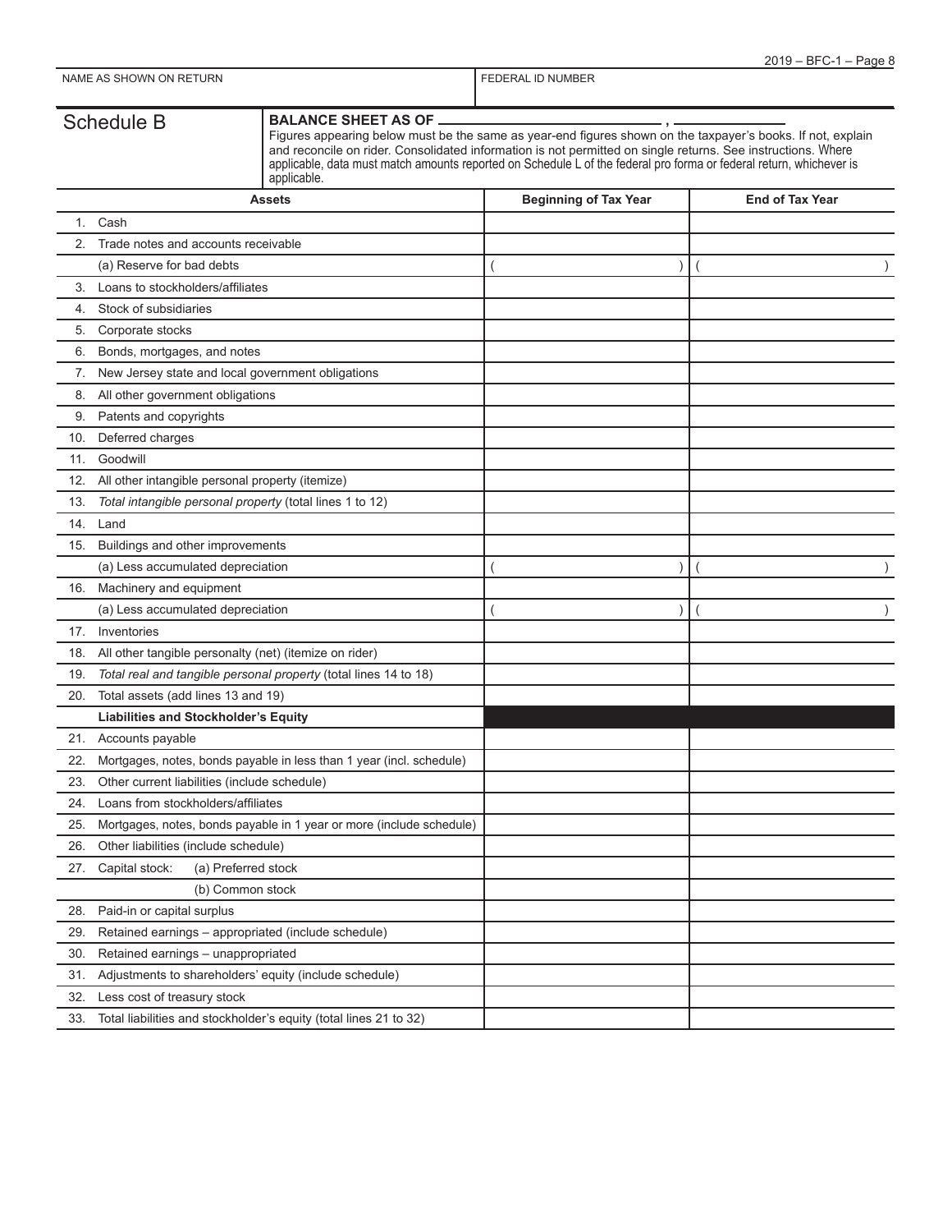NAME AS SHOWN ON RETURN | FEDERAL ID NUMBER

## Schedule B

**BALANCE SHEET AS OF** ______________________ , ____________

Figures appearing below must be the same as year-end figures shown on the taxpayer's books. If not, explain and reconcile on rider. Consolidated information is not permitted on single returns. See instructions. Where applicable, data must match amounts reported on Schedule L of the federal pro forma or federal return, whichever is applicable.

| Assets | Beginning of Tax Year | End of Tax Year |
|---|---|---|
| 1. Cash | | |
| 2. Trade notes and accounts receivable | | |
| (a) Reserve for bad debts | ( ) | ( ) |
| 3. Loans to stockholders/affiliates | | |
| 4. Stock of subsidiaries | | |
| 5. Corporate stocks | | |
| 6. Bonds, mortgages, and notes | | |
| 7. New Jersey state and local government obligations | | |
| 8. All other government obligations | | |
| 9. Patents and copyrights | | |
| 10. Deferred charges | | |
| 11. Goodwill | | |
| 12. All other intangible personal property (itemize) | | |
| 13. *Total intangible personal property* (total lines 1 to 12) | | |
| 14. Land | | |
| 15. Buildings and other improvements | | |
| (a) Less accumulated depreciation | ( ) | ( ) |
| 16. Machinery and equipment | | |
| (a) Less accumulated depreciation | ( ) | ( ) |
| 17. Inventories | | |
| 18. All other tangible personalty (net) (itemize on rider) | | |
| 19. *Total real and tangible personal property* (total lines 14 to 18) | | |
| 20. Total assets (add lines 13 and 19) | | |
| **Liabilities and Stockholder's Equity** | | |
| 21. Accounts payable | | |
| 22. Mortgages, notes, bonds payable in less than 1 year (incl. schedule) | | |
| 23. Other current liabilities (include schedule) | | |
| 24. Loans from stockholders/affiliates | | |
| 25. Mortgages, notes, bonds payable in 1 year or more (include schedule) | | |
| 26. Other liabilities (include schedule) | | |
| 27. Capital stock: (a) Preferred stock | | |
| (b) Common stock | | |
| 28. Paid-in or capital surplus | | |
| 29. Retained earnings – appropriated (include schedule) | | |
| 30. Retained earnings – unappropriated | | |
| 31. Adjustments to shareholders' equity (include schedule) | | |
| 32. Less cost of treasury stock | | |
| 33. Total liabilities and stockholder's equity (total lines 21 to 32) | | |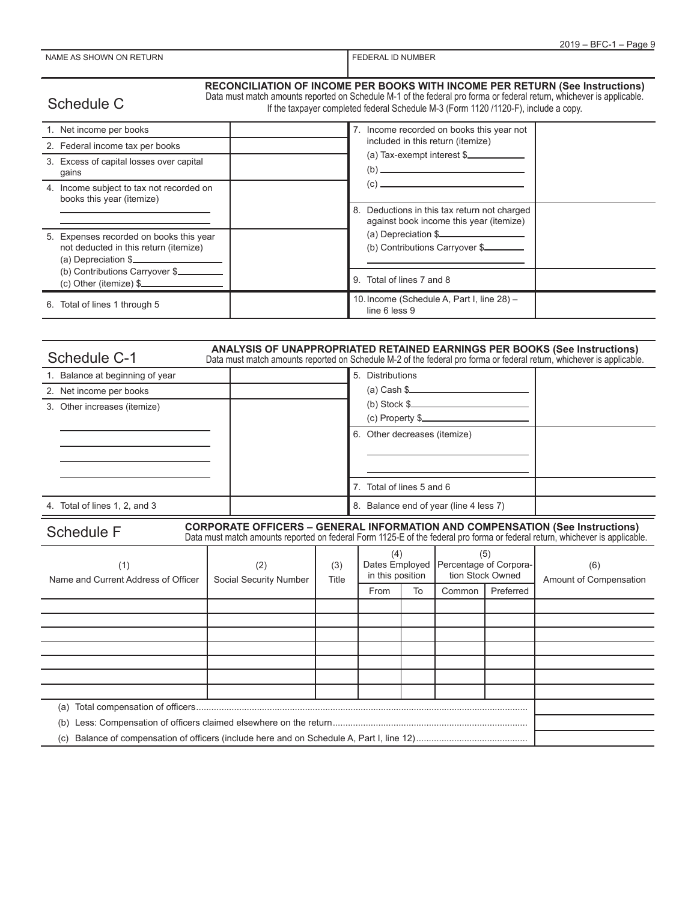| NAME AS SHOWN ON RETURN | FEDERAL ID NUMBER |
|---|---|
| | |

## Schedule C

**RECONCILIATION OF INCOME PER BOOKS WITH INCOME PER RETURN (See Instructions)**
Data must match amounts reported on Schedule M-1 of the federal pro forma or federal return, whichever is applicable. If the taxpayer completed federal Schedule M-3 (Form 1120 /1120-F), include a copy.

| | | | |
|---|---|---|---|
| 1. Net income per books | | 7. Income recorded on books this year not included in this return (itemize)<br>(a) Tax-exempt interest $\_\_\_\_\_\_\_\_\_\_<br>(b) \_\_\_\_\_\_\_\_\_\_<br>(c) \_\_\_\_\_\_\_\_\_\_ | |
| 2. Federal income tax per books | | | |
| 3. Excess of capital losses over capital gains | | | |
| 4. Income subject to tax not recorded on books this year (itemize)<br>\_\_\_\_\_\_\_\_\_\_<br>\_\_\_\_\_\_\_\_\_\_ | | 8. Deductions in this tax return not charged against book income this year (itemize)<br>(a) Depreciation $\_\_\_\_\_\_\_\_\_\_<br>(b) Contributions Carryover $\_\_\_\_\_\_\_\_\_\_<br>\_\_\_\_\_\_\_\_\_\_ | |
| 5. Expenses recorded on books this year not deducted in this return (itemize)<br>(a) Depreciation $\_\_\_\_\_\_\_\_\_\_<br>(b) Contributions Carryover $\_\_\_\_\_\_\_\_\_\_<br>(c) Other (itemize) $\_\_\_\_\_\_\_\_\_\_ | | 9. Total of lines 7 and 8 | |
| 6. Total of lines 1 through 5 | | 10. Income (Schedule A, Part I, line 28) – line 6 less 9 | |

## Schedule C-1

**ANALYSIS OF UNAPPROPRIATED RETAINED EARNINGS PER BOOKS (See Instructions)**
Data must match amounts reported on Schedule M-2 of the federal pro forma or federal return, whichever is applicable.

| | | | |
|---|---|---|---|
| 1. Balance at beginning of year | | 5. Distributions<br>(a) Cash $\_\_\_\_\_\_\_\_\_\_<br>(b) Stock $\_\_\_\_\_\_\_\_\_\_<br>(c) Property $\_\_\_\_\_\_\_\_\_\_ | |
| 2. Net income per books | | | |
| 3. Other increases (itemize)<br>\_\_\_\_\_\_\_\_\_\_<br>\_\_\_\_\_\_\_\_\_\_<br>\_\_\_\_\_\_\_\_\_\_<br>\_\_\_\_\_\_\_\_\_\_ | | 6. Other decreases (itemize)<br>\_\_\_\_\_\_\_\_\_\_<br>\_\_\_\_\_\_\_\_\_\_ | |
| | | 7. Total of lines 5 and 6 | |
| 4. Total of lines 1, 2, and 3 | | 8. Balance end of year (line 4 less 7) | |

## Schedule F

**CORPORATE OFFICERS – GENERAL INFORMATION AND COMPENSATION (See Instructions)**
Data must match amounts reported on federal Form 1125-E of the federal pro forma or federal return, whichever is applicable.

| (1) Name and Current Address of Officer | (2) Social Security Number | (3) Title | (4) Dates Employed in this position | | (5) Percentage of Corporation Stock Owned | | (6) Amount of Compensation |
|---|---|---|---|---|---|---|---|
| | | | From | To | Common | Preferred | |
| | | | | | | | |
| | | | | | | | |
| | | | | | | | |
| | | | | | | | |
| | | | | | | | |
| | | | | | | | |
| | | | | | | | |

| | |
|---|---|
| (a) Total compensation of officers | |
| (b) Less: Compensation of officers claimed elsewhere on the return | |
| (c) Balance of compensation of officers (include here and on Schedule A, Part I, line 12) | |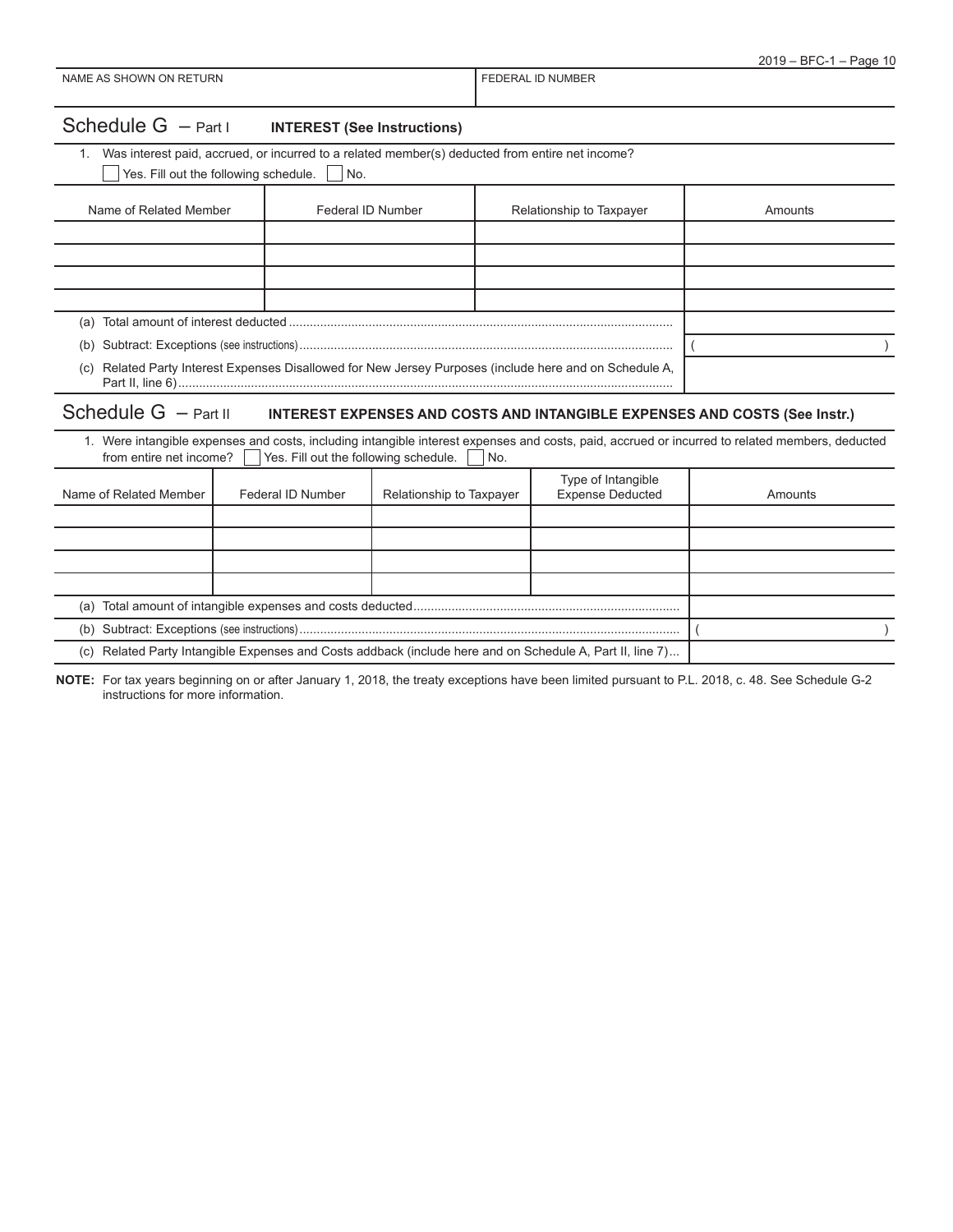| NAME AS SHOWN ON RETURN | FEDERAL ID NUMBER |
|---|---|
| | |

## Schedule G – Part I **INTEREST (See Instructions)**

1. Was interest paid, accrued, or incurred to a related member(s) deducted from entire net income?

☐ Yes. Fill out the following schedule. ☐ No.

| Name of Related Member | Federal ID Number | Relationship to Taxpayer | Amounts |
|---|---|---|---|
| | | | |
| | | | |
| | | | |
| | | | |
| (a) Total amount of interest deducted | | | |
| (b) Subtract: Exceptions (see instructions) | | | ( ) |
| (c) Related Party Interest Expenses Disallowed for New Jersey Purposes (include here and on Schedule A, Part II, line 6) | | | |

## Schedule G – Part II **INTEREST EXPENSES AND COSTS AND INTANGIBLE EXPENSES AND COSTS (See Instr.)**

1. Were intangible expenses and costs, including intangible interest expenses and costs, paid, accrued or incurred to related members, deducted from entire net income? ☐ Yes. Fill out the following schedule. ☐ No.

| Name of Related Member | Federal ID Number | Relationship to Taxpayer | Type of Intangible Expense Deducted | Amounts |
|---|---|---|---|---|
| | | | | |
| | | | | |
| | | | | |
| | | | | |
| (a) Total amount of intangible expenses and costs deducted | | | | |
| (b) Subtract: Exceptions (see instructions) | | | | ( ) |
| (c) Related Party Intangible Expenses and Costs addback (include here and on Schedule A, Part II, line 7) | | | | |

**NOTE:** For tax years beginning on or after January 1, 2018, the treaty exceptions have been limited pursuant to P.L. 2018, c. 48. See Schedule G-2 instructions for more information.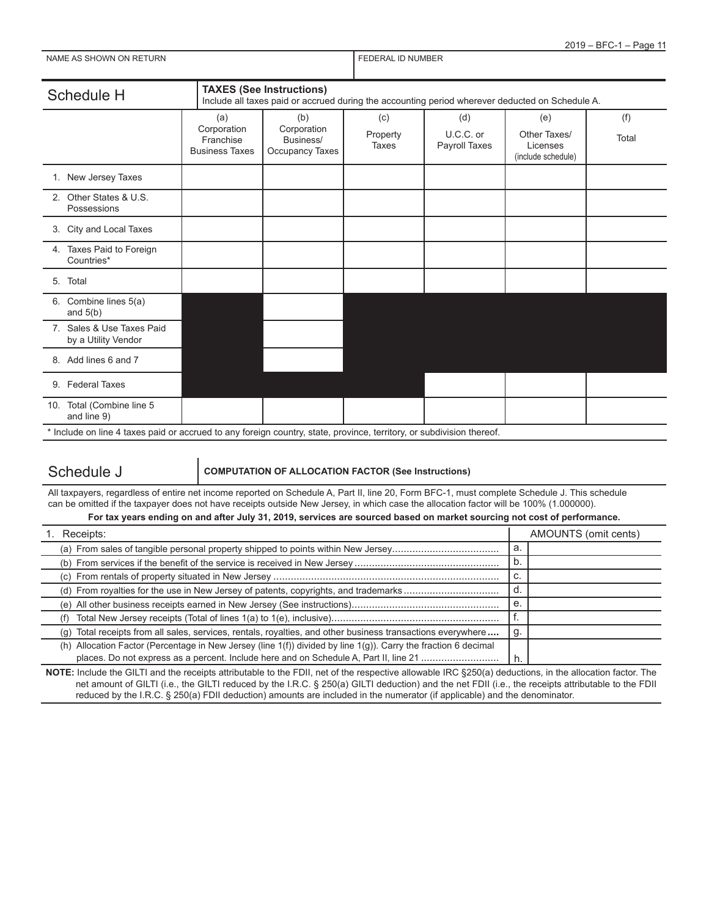NAME AS SHOWN ON RETURN | FEDERAL ID NUMBER

## Schedule H

**TAXES (See Instructions)**
Include all taxes paid or accrued during the accounting period wherever deducted on Schedule A.

| | (a) Corporation Franchise Business Taxes | (b) Corporation Business/ Occupancy Taxes | (c) Property Taxes | (d) U.C.C. or Payroll Taxes | (e) Other Taxes/ Licenses (include schedule) | (f) Total |
|---|---|---|---|---|---|---|
| 1. New Jersey Taxes | | | | | | |
| 2. Other States & U.S. Possessions | | | | | | |
| 3. City and Local Taxes | | | | | | |
| 4. Taxes Paid to Foreign Countries* | | | | | | |
| 5. Total | | | | | | |
| 6. Combine lines 5(a) and 5(b) | | | | | | |
| 7. Sales & Use Taxes Paid by a Utility Vendor | | | | | | |
| 8. Add lines 6 and 7 | | | | | | |
| 9. Federal Taxes | | | | | | |
| 10. Total (Combine line 5 and line 9) | | | | | | |

\* Include on line 4 taxes paid or accrued to any foreign country, state, province, territory, or subdivision thereof.

## Schedule J

**COMPUTATION OF ALLOCATION FACTOR (See Instructions)**

All taxpayers, regardless of entire net income reported on Schedule A, Part II, line 20, Form BFC-1, must complete Schedule J. This schedule can be omitted if the taxpayer does not have receipts outside New Jersey, in which case the allocation factor will be 100% (1.000000).

**For tax years ending on and after July 31, 2019, services are sourced based on market sourcing not cost of performance.**

| 1. Receipts: | | AMOUNTS (omit cents) |
|---|---|---|
| (a) From sales of tangible personal property shipped to points within New Jersey | a. | |
| (b) From services if the benefit of the service is received in New Jersey | b. | |
| (c) From rentals of property situated in New Jersey | c. | |
| (d) From royalties for the use in New Jersey of patents, copyrights, and trademarks | d. | |
| (e) All other business receipts earned in New Jersey (See instructions) | e. | |
| (f) Total New Jersey receipts (Total of lines 1(a) to 1(e), inclusive) | f. | |
| (g) Total receipts from all sales, services, rentals, royalties, and other business transactions everywhere | g. | |
| (h) Allocation Factor (Percentage in New Jersey (line 1(f)) divided by line 1(g)). Carry the fraction 6 decimal places. Do not express as a percent. Include here and on Schedule A, Part II, line 21 | h. | |

**NOTE:** Include the GILTI and the receipts attributable to the FDII, net of the respective allowable IRC §250(a) deductions, in the allocation factor. The net amount of GILTI (i.e., the GILTI reduced by the I.R.C. § 250(a) GILTI deduction) and the net FDII (i.e., the receipts attributable to the FDII reduced by the I.R.C. § 250(a) FDII deduction) amounts are included in the numerator (if applicable) and the denominator.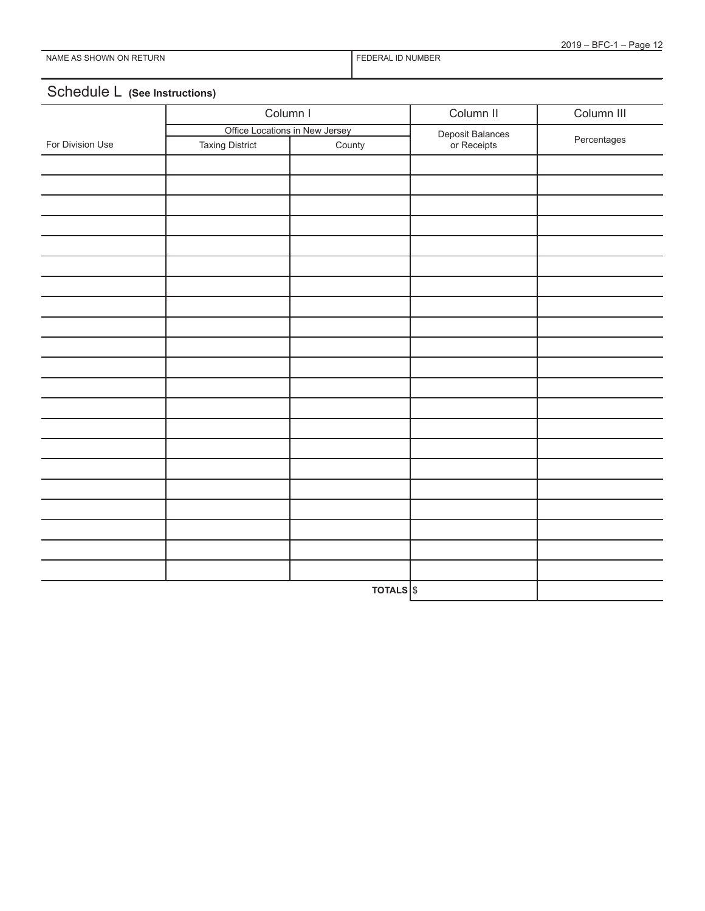| NAME AS SHOWN ON RETURN | FEDERAL ID NUMBER |
| --- | --- |
| | |

## Schedule L **(See Instructions)**

| | Column I | | Column II | Column III |
| --- | --- | --- | --- | --- |
| | Office Locations in New Jersey | | Deposit Balances or Receipts | Percentages |
| For Division Use | Taxing District | County | | |
| | | | | |
| | | | | |
| | | | | |
| | | | | |
| | | | | |
| | | | | |
| | | | | |
| | | | | |
| | | | | |
| | | | | |
| | | | | |
| | | | | |
| | | | | |
| | | | | |
| | | | | |
| | | | | |
| | | | | |
| | | | | |
| | | | | |
| | | | | |
| | | | | |
| | | **TOTALS** | $ | |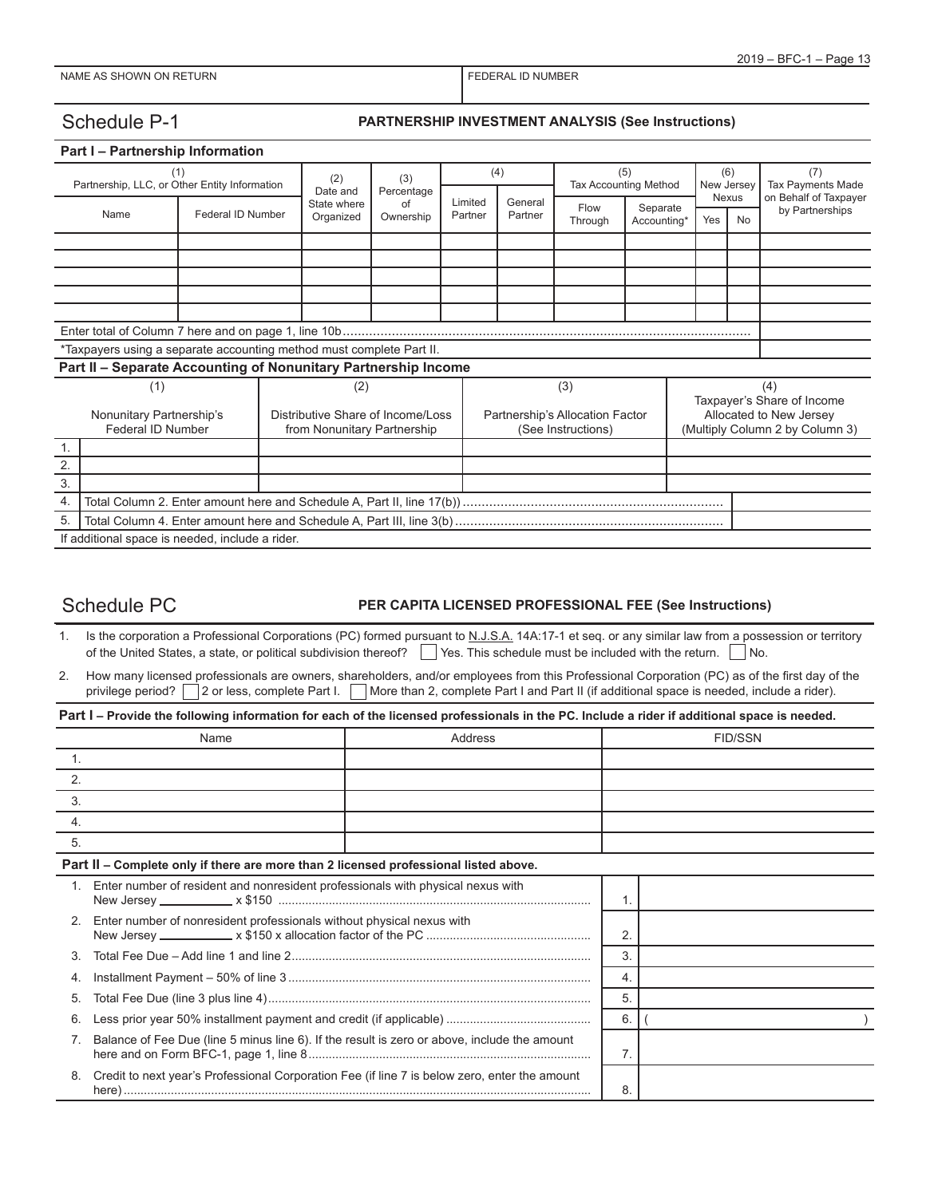| NAME AS SHOWN ON RETURN | FEDERAL ID NUMBER |
|---|---|
| | |

## Schedule P-1 PARTNERSHIP INVESTMENT ANALYSIS (See Instructions)

### Part I – Partnership Information

| (1) Partnership, LLC, or Other Entity Information | | (2) Date and State where Organized | (3) Percentage of Ownership | (4) | | (5) Tax Accounting Method | | (6) New Jersey Nexus | | (7) Tax Payments Made on Behalf of Taxpayer by Partnerships |
|---|---|---|---|---|---|---|---|---|---|---|
| Name | Federal ID Number | | | Limited Partner | General Partner | Flow Through | Separate Accounting* | Yes | No | |
| | | | | | | | | | | |
| | | | | | | | | | | |
| | | | | | | | | | | |
| | | | | | | | | | | |
| | | | | | | | | | | |
| Enter total of Column 7 here and on page 1, line 10b | | | | | | | | | | |
| *Taxpayers using a separate accounting method must complete Part II. | | | | | | | | | | |

### Part II – Separate Accounting of Nonunitary Partnership Income

| | (1) Nonunitary Partnership's Federal ID Number | (2) Distributive Share of Income/Loss from Nonunitary Partnership | (3) Partnership's Allocation Factor (See Instructions) | (4) Taxpayer's Share of Income Allocated to New Jersey (Multiply Column 2 by Column 3) |
|---|---|---|---|---|
| 1. | | | | |
| 2. | | | | |
| 3. | | | | |
| 4. | Total Column 2. Enter amount here and Schedule A, Part II, line 17(b)) | | | |
| 5. | Total Column 4. Enter amount here and Schedule A, Part III, line 3(b) | | | |

If additional space is needed, include a rider.

## Schedule PC PER CAPITA LICENSED PROFESSIONAL FEE (See Instructions)

1. Is the corporation a Professional Corporations (PC) formed pursuant to N.J.S.A. 14A:17-1 et seq. or any similar law from a possession or territory of the United States, a state, or political subdivision thereof? ☐ Yes. This schedule must be included with the return. ☐ No.

2. How many licensed professionals are owners, shareholders, and/or employees from this Professional Corporation (PC) as of the first day of the privilege period? ☐ 2 or less, complete Part I. ☐ More than 2, complete Part I and Part II (if additional space is needed, include a rider).

### Part I – Provide the following information for each of the licensed professionals in the PC. Include a rider if additional space is needed.

| | Name | Address | FID/SSN |
|---|---|---|---|
| 1. | | | |
| 2. | | | |
| 3. | | | |
| 4. | | | |
| 5. | | | |

### Part II – Complete only if there are more than 2 licensed professional listed above.

| | | | |
|---|---|---|---|
| 1. | Enter number of resident and nonresident professionals with physical nexus with New Jersey ________ x $150 | 1. | |
| 2. | Enter number of nonresident professionals without physical nexus with New Jersey ________ x $150 x allocation factor of the PC | 2. | |
| 3. | Total Fee Due – Add line 1 and line 2 | 3. | |
| 4. | Installment Payment – 50% of line 3 | 4. | |
| 5. | Total Fee Due (line 3 plus line 4) | 5. | |
| 6. | Less prior year 50% installment payment and credit (if applicable) | 6. | ( ) |
| 7. | Balance of Fee Due (line 5 minus line 6). If the result is zero or above, include the amount here and on Form BFC-1, page 1, line 8 | 7. | |
| 8. | Credit to next year's Professional Corporation Fee (if line 7 is below zero, enter the amount here) | 8. | |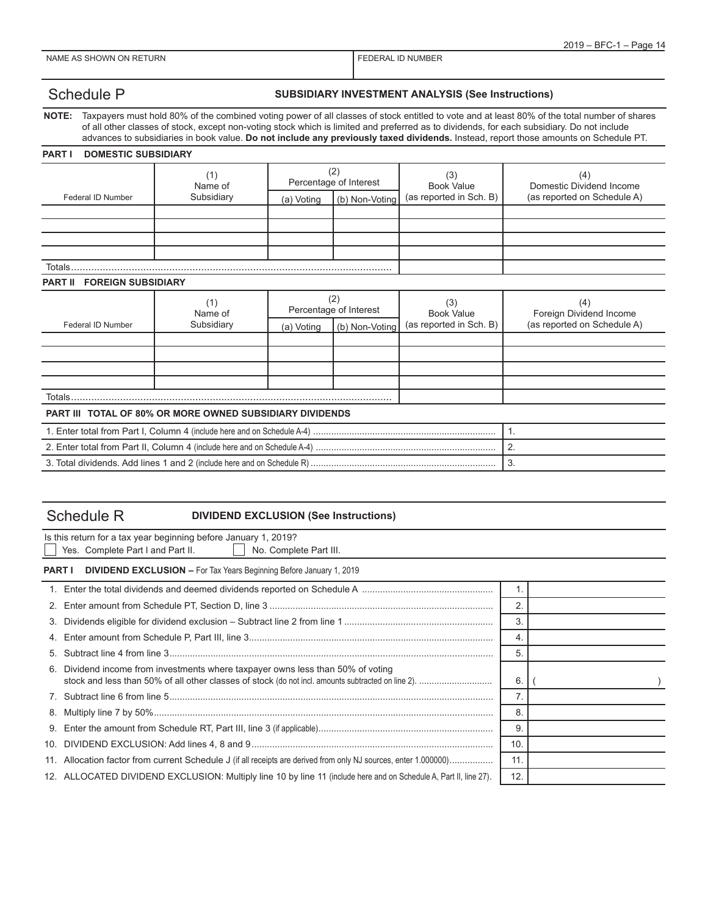| NAME AS SHOWN ON RETURN | FEDERAL ID NUMBER |
|---|---|
| | |

## Schedule P — SUBSIDIARY INVESTMENT ANALYSIS (See Instructions)

**NOTE:** Taxpayers must hold 80% of the combined voting power of all classes of stock entitled to vote and at least 80% of the total number of shares of all other classes of stock, except non-voting stock which is limited and preferred as to dividends, for each subsidiary. Do not include advances to subsidiaries in book value. **Do not include any previously taxed dividends.** Instead, report those amounts on Schedule PT.

**PART I DOMESTIC SUBSIDIARY**

| Federal ID Number | (1) Name of Subsidiary | (2) Percentage of Interest | | (3) Book Value (as reported in Sch. B) | (4) Domestic Dividend Income (as reported on Schedule A) |
|---|---|---|---|---|---|
| | | (a) Voting | (b) Non-Voting | | |
| | | | | | |
| | | | | | |
| | | | | | |
| | | | | | |
| Totals | | | | | |

**PART II FOREIGN SUBSIDIARY**

| Federal ID Number | (1) Name of Subsidiary | (2) Percentage of Interest | | (3) Book Value (as reported in Sch. B) | (4) Foreign Dividend Income (as reported on Schedule A) |
|---|---|---|---|---|---|
| | | (a) Voting | (b) Non-Voting | | |
| | | | | | |
| | | | | | |
| | | | | | |
| | | | | | |
| Totals | | | | | |

**PART III TOTAL OF 80% OR MORE OWNED SUBSIDIARY DIVIDENDS**

| | | |
|---|---|---|
| 1. Enter total from Part I, Column 4 (include here and on Schedule A-4) | 1. | |
| 2. Enter total from Part II, Column 4 (include here and on Schedule A-4) | 2. | |
| 3. Total dividends. Add lines 1 and 2 (include here and on Schedule R) | 3. | |

## Schedule R — DIVIDEND EXCLUSION (See Instructions)

Is this return for a tax year beginning before January 1, 2019?

☐ Yes. Complete Part I and Part II. ☐ No. Complete Part III.

**PART I DIVIDEND EXCLUSION –** For Tax Years Beginning Before January 1, 2019

| | | |
|---|---|---|
| 1. Enter the total dividends and deemed dividends reported on Schedule A | 1. | |
| 2. Enter amount from Schedule PT, Section D, line 3 | 2. | |
| 3. Dividends eligible for dividend exclusion – Subtract line 2 from line 1 | 3. | |
| 4. Enter amount from Schedule P, Part III, line 3 | 4. | |
| 5. Subtract line 4 from line 3 | 5. | |
| 6. Dividend income from investments where taxpayer owns less than 50% of voting stock and less than 50% of all other classes of stock (do not incl. amounts subtracted on line 2). | 6. | ( ) |
| 7. Subtract line 6 from line 5 | 7. | |
| 8. Multiply line 7 by 50% | 8. | |
| 9. Enter the amount from Schedule RT, Part III, line 3 (if applicable) | 9. | |
| 10. DIVIDEND EXCLUSION: Add lines 4, 8 and 9 | 10. | |
| 11. Allocation factor from current Schedule J (if all receipts are derived from only NJ sources, enter 1.000000) | 11. | |
| 12. ALLOCATED DIVIDEND EXCLUSION: Multiply line 10 by line 11 (include here and on Schedule A, Part II, line 27). | 12. | |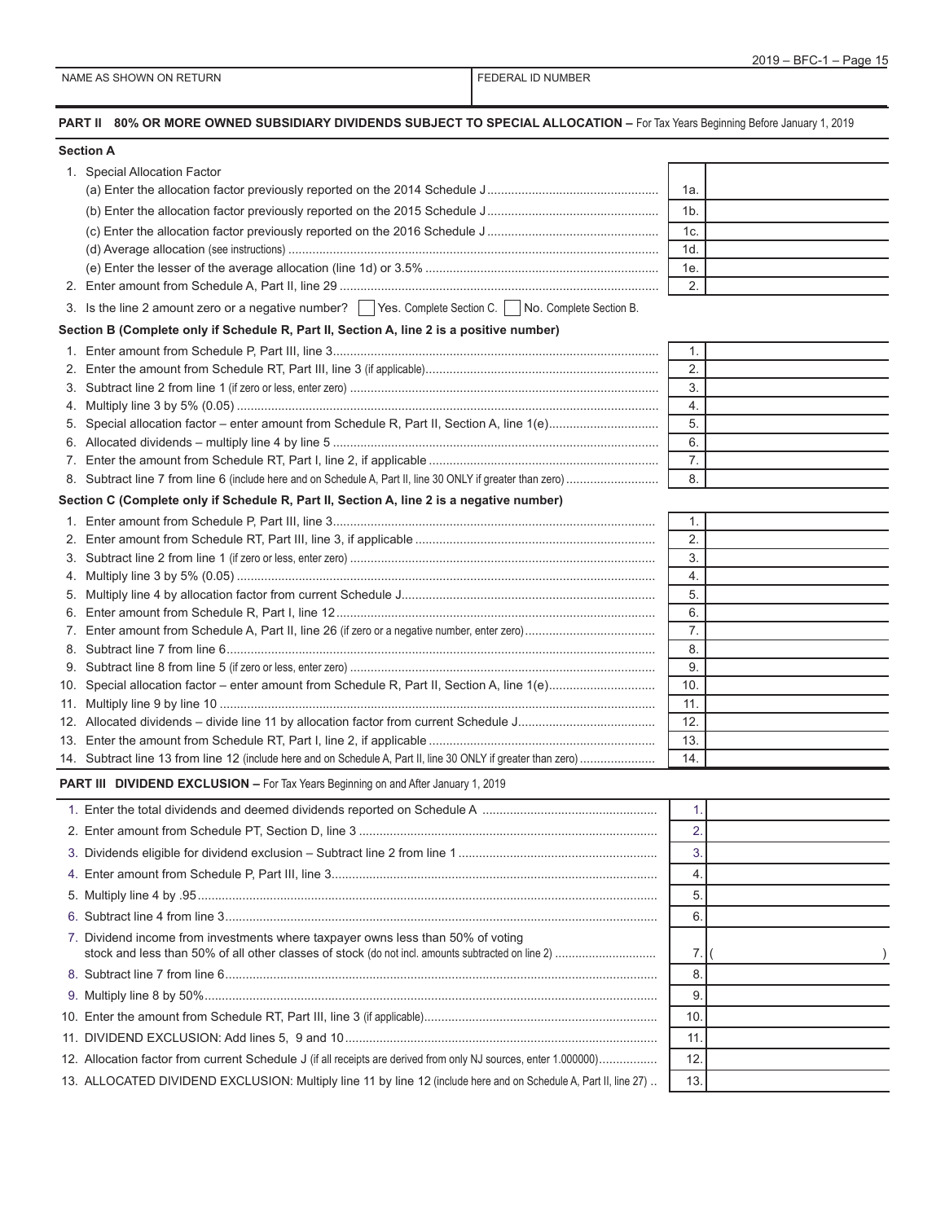| NAME AS SHOWN ON RETURN | FEDERAL ID NUMBER |
|---|---|
| | |

## PART II 80% OR MORE OWNED SUBSIDIARY DIVIDENDS SUBJECT TO SPECIAL ALLOCATION – For Tax Years Beginning Before January 1, 2019

### Section A

| | Line | Amount |
|---|---|---|
| 1. Special Allocation Factor | | |
| (a) Enter the allocation factor previously reported on the 2014 Schedule J | 1a. | |
| (b) Enter the allocation factor previously reported on the 2015 Schedule J | 1b. | |
| (c) Enter the allocation factor previously reported on the 2016 Schedule J | 1c. | |
| (d) Average allocation (see instructions) | 1d. | |
| (e) Enter the lesser of the average allocation (line 1d) or 3.5% | 1e. | |
| 2. Enter amount from Schedule A, Part II, line 29 | 2. | |

3. Is the line 2 amount zero or a negative number? ☐ Yes. Complete Section C. ☐ No. Complete Section B.

### Section B (Complete only if Schedule R, Part II, Section A, line 2 is a positive number)

| | Line | Amount |
|---|---|---|
| 1. Enter amount from Schedule P, Part III, line 3 | 1. | |
| 2. Enter the amount from Schedule RT, Part III, line 3 (if applicable) | 2. | |
| 3. Subtract line 2 from line 1 (if zero or less, enter zero) | 3. | |
| 4. Multiply line 3 by 5% (0.05) | 4. | |
| 5. Special allocation factor – enter amount from Schedule R, Part II, Section A, line 1(e) | 5. | |
| 6. Allocated dividends – multiply line 4 by line 5 | 6. | |
| 7. Enter the amount from Schedule RT, Part I, line 2, if applicable | 7. | |
| 8. Subtract line 7 from line 6 (include here and on Schedule A, Part II, line 30 ONLY if greater than zero) | 8. | |

### Section C (Complete only if Schedule R, Part II, Section A, line 2 is a negative number)

| | Line | Amount |
|---|---|---|
| 1. Enter amount from Schedule P, Part III, line 3 | 1. | |
| 2. Enter amount from Schedule RT, Part III, line 3, if applicable | 2. | |
| 3. Subtract line 2 from line 1 (if zero or less, enter zero) | 3. | |
| 4. Multiply line 3 by 5% (0.05) | 4. | |
| 5. Multiply line 4 by allocation factor from current Schedule J | 5. | |
| 6. Enter amount from Schedule R, Part I, line 12 | 6. | |
| 7. Enter amount from Schedule A, Part II, line 26 (if zero or a negative number, enter zero) | 7. | |
| 8. Subtract line 7 from line 6 | 8. | |
| 9. Subtract line 8 from line 5 (if zero or less, enter zero) | 9. | |
| 10. Special allocation factor – enter amount from Schedule R, Part II, Section A, line 1(e) | 10. | |
| 11. Multiply line 9 by line 10 | 11. | |
| 12. Allocated dividends – divide line 11 by allocation factor from current Schedule J | 12. | |
| 13. Enter the amount from Schedule RT, Part I, line 2, if applicable | 13. | |
| 14. Subtract line 13 from line 12 (include here and on Schedule A, Part II, line 30 ONLY if greater than zero) | 14. | |

## PART III DIVIDEND EXCLUSION – For Tax Years Beginning on and After January 1, 2019

| | Line | Amount |
|---|---|---|
| 1. Enter the total dividends and deemed dividends reported on Schedule A | 1. | |
| 2. Enter amount from Schedule PT, Section D, line 3 | 2. | |
| 3. Dividends eligible for dividend exclusion – Subtract line 2 from line 1 | 3. | |
| 4. Enter amount from Schedule P, Part III, line 3 | 4. | |
| 5. Multiply line 4 by .95 | 5. | |
| 6. Subtract line 4 from line 3 | 6. | |
| 7. Dividend income from investments where taxpayer owns less than 50% of voting stock and less than 50% of all other classes of stock (do not incl. amounts subtracted on line 2) | 7. | ( ) |
| 8. Subtract line 7 from line 6 | 8. | |
| 9. Multiply line 8 by 50% | 9. | |
| 10. Enter the amount from Schedule RT, Part III, line 3 (if applicable) | 10. | |
| 11. DIVIDEND EXCLUSION: Add lines 5, 9 and 10 | 11. | |
| 12. Allocation factor from current Schedule J (if all receipts are derived from only NJ sources, enter 1.000000) | 12. | |
| 13. ALLOCATED DIVIDEND EXCLUSION: Multiply line 11 by line 12 (include here and on Schedule A, Part II, line 27) | 13. | |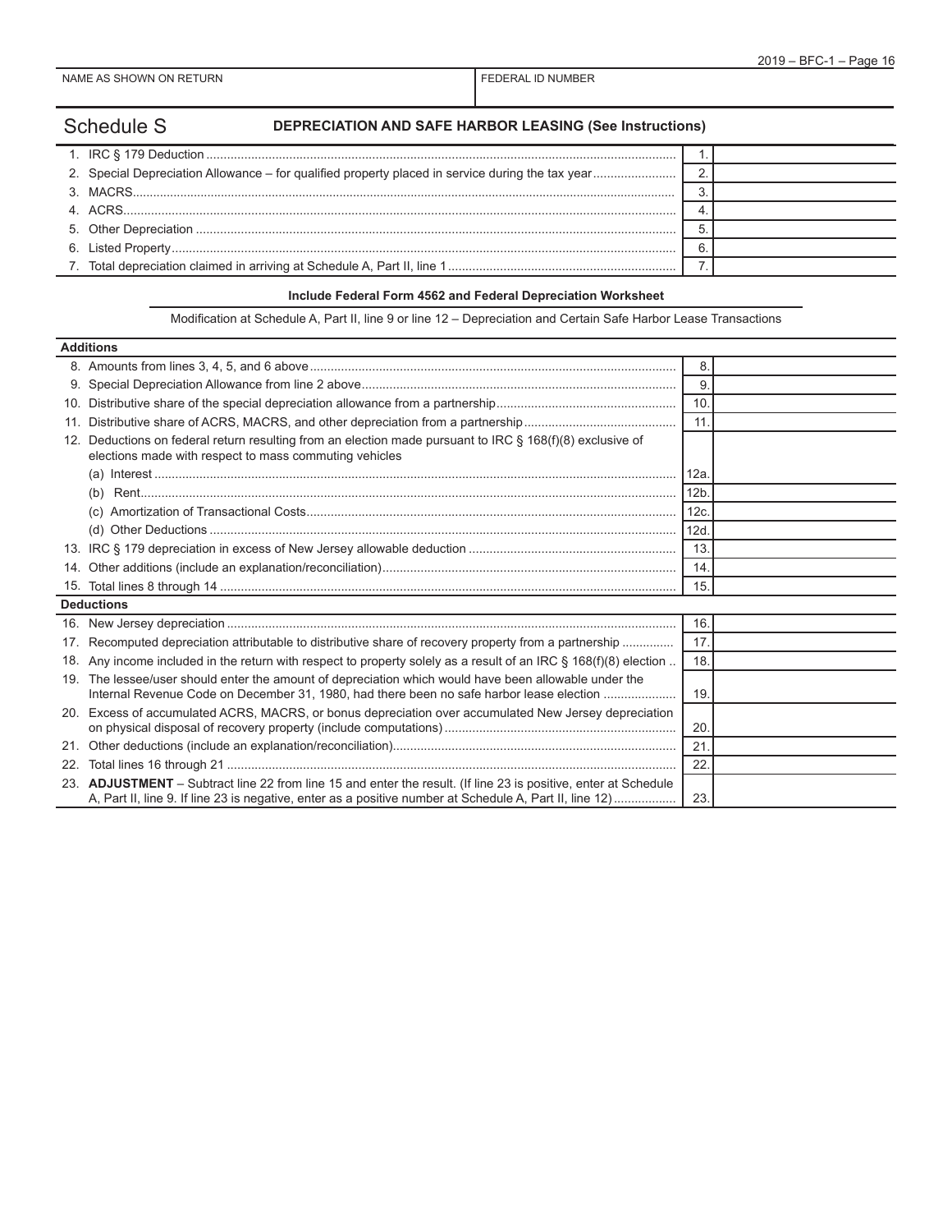| NAME AS SHOWN ON RETURN | FEDERAL ID NUMBER |
|---|---|
| | |

## Schedule S — DEPRECIATION AND SAFE HARBOR LEASING (See Instructions)

| | | |
|---|---|---|
| 1. IRC § 179 Deduction | 1. | |
| 2. Special Depreciation Allowance – for qualified property placed in service during the tax year | 2. | |
| 3. MACRS | 3. | |
| 4. ACRS | 4. | |
| 5. Other Depreciation | 5. | |
| 6. Listed Property | 6. | |
| 7. Total depreciation claimed in arriving at Schedule A, Part II, line 1 | 7. | |

**Include Federal Form 4562 and Federal Depreciation Worksheet**

Modification at Schedule A, Part II, line 9 or line 12 – Depreciation and Certain Safe Harbor Lease Transactions

| **Additions** | | |
|---|---|---|
| 8. Amounts from lines 3, 4, 5, and 6 above | 8. | |
| 9. Special Depreciation Allowance from line 2 above | 9. | |
| 10. Distributive share of the special depreciation allowance from a partnership | 10. | |
| 11. Distributive share of ACRS, MACRS, and other depreciation from a partnership | 11. | |
| 12. Deductions on federal return resulting from an election made pursuant to IRC § 168(f)(8) exclusive of elections made with respect to mass commuting vehicles | | |
| (a) Interest | 12a. | |
| (b) Rent | 12b. | |
| (c) Amortization of Transactional Costs | 12c. | |
| (d) Other Deductions | 12d. | |
| 13. IRC § 179 depreciation in excess of New Jersey allowable deduction | 13. | |
| 14. Other additions (include an explanation/reconciliation) | 14. | |
| 15. Total lines 8 through 14 | 15. | |
| **Deductions** | | |
| 16. New Jersey depreciation | 16. | |
| 17. Recomputed depreciation attributable to distributive share of recovery property from a partnership | 17. | |
| 18. Any income included in the return with respect to property solely as a result of an IRC § 168(f)(8) election | 18. | |
| 19. The lessee/user should enter the amount of depreciation which would have been allowable under the Internal Revenue Code on December 31, 1980, had there been no safe harbor lease election | 19. | |
| 20. Excess of accumulated ACRS, MACRS, or bonus depreciation over accumulated New Jersey depreciation on physical disposal of recovery property (include computations) | 20. | |
| 21. Other deductions (include an explanation/reconciliation) | 21. | |
| 22. Total lines 16 through 21 | 22. | |
| 23. **ADJUSTMENT** – Subtract line 22 from line 15 and enter the result. (If line 23 is positive, enter at Schedule A, Part II, line 9. If line 23 is negative, enter as a positive number at Schedule A, Part II, line 12) | 23. | |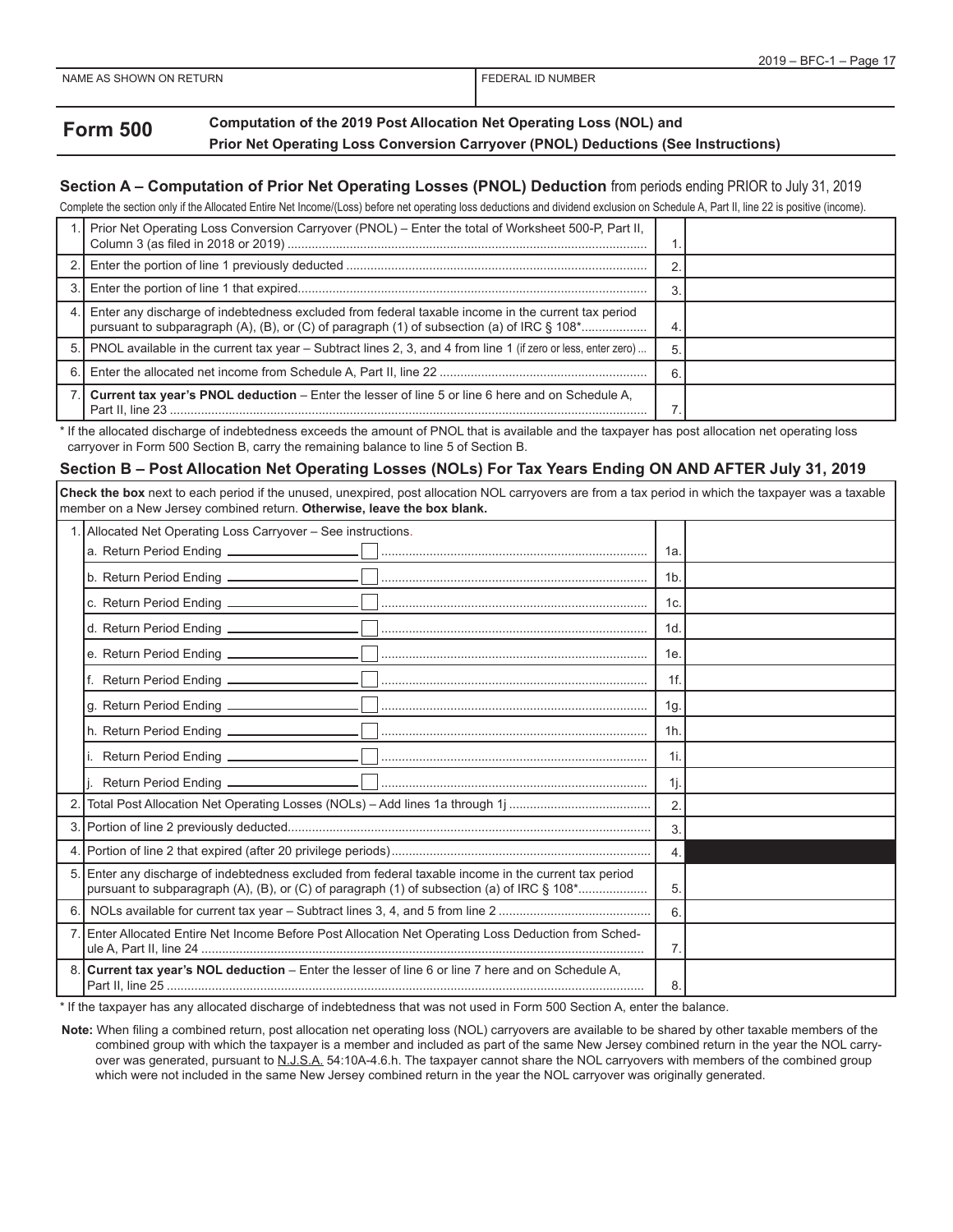NAME AS SHOWN ON RETURN | FEDERAL ID NUMBER

# Form 500

**Computation of the 2019 Post Allocation Net Operating Loss (NOL) and Prior Net Operating Loss Conversion Carryover (PNOL) Deductions (See Instructions)**

## Section A – Computation of Prior Net Operating Losses (PNOL) Deduction from periods ending PRIOR to July 31, 2019

Complete the section only if the Allocated Entire Net Income/(Loss) before net operating loss deductions and dividend exclusion on Schedule A, Part II, line 22 is positive (income).

| | | | |
|---|---|---|---|
| 1. | Prior Net Operating Loss Conversion Carryover (PNOL) – Enter the total of Worksheet 500-P, Part II, Column 3 (as filed in 2018 or 2019) | 1. | |
| 2. | Enter the portion of line 1 previously deducted | 2. | |
| 3. | Enter the portion of line 1 that expired | 3. | |
| 4. | Enter any discharge of indebtedness excluded from federal taxable income in the current tax period pursuant to subparagraph (A), (B), or (C) of paragraph (1) of subsection (a) of IRC § 108* | 4. | |
| 5. | PNOL available in the current tax year – Subtract lines 2, 3, and 4 from line 1 (if zero or less, enter zero) | 5. | |
| 6. | Enter the allocated net income from Schedule A, Part II, line 22 | 6. | |
| 7. | **Current tax year's PNOL deduction** – Enter the lesser of line 5 or line 6 here and on Schedule A, Part II, line 23 | 7. | |

\* If the allocated discharge of indebtedness exceeds the amount of PNOL that is available and the taxpayer has post allocation net operating loss carryover in Form 500 Section B, carry the remaining balance to line 5 of Section B.

## Section B – Post Allocation Net Operating Losses (NOLs) For Tax Years Ending ON AND AFTER July 31, 2019

**Check the box** next to each period if the unused, unexpired, post allocation NOL carryovers are from a tax period in which the taxpayer was a taxable member on a New Jersey combined return. **Otherwise, leave the box blank.**

| | | | |
|---|---|---|---|
| 1. | Allocated Net Operating Loss Carryover – See instructions. | | |
| | a. Return Period Ending ______ ☐ | 1a. | |
| | b. Return Period Ending ______ ☐ | 1b. | |
| | c. Return Period Ending ______ ☐ | 1c. | |
| | d. Return Period Ending ______ ☐ | 1d. | |
| | e. Return Period Ending ______ ☐ | 1e. | |
| | f. Return Period Ending ______ ☐ | 1f. | |
| | g. Return Period Ending ______ ☐ | 1g. | |
| | h. Return Period Ending ______ ☐ | 1h. | |
| | i. Return Period Ending ______ ☐ | 1i. | |
| | j. Return Period Ending ______ ☐ | 1j. | |
| 2. | Total Post Allocation Net Operating Losses (NOLs) – Add lines 1a through 1j | 2. | |
| 3. | Portion of line 2 previously deducted | 3. | |
| 4. | Portion of line 2 that expired (after 20 privilege periods) | 4. | |
| 5. | Enter any discharge of indebtedness excluded from federal taxable income in the current tax period pursuant to subparagraph (A), (B), or (C) of paragraph (1) of subsection (a) of IRC § 108* | 5. | |
| 6. | NOLs available for current tax year – Subtract lines 3, 4, and 5 from line 2 | 6. | |
| 7. | Enter Allocated Entire Net Income Before Post Allocation Net Operating Loss Deduction from Schedule A, Part II, line 24 | 7. | |
| 8. | **Current tax year's NOL deduction** – Enter the lesser of line 6 or line 7 here and on Schedule A, Part II, line 25 | 8. | |

\* If the taxpayer has any allocated discharge of indebtedness that was not used in Form 500 Section A, enter the balance.

**Note:** When filing a combined return, post allocation net operating loss (NOL) carryovers are available to be shared by other taxable members of the combined group with which the taxpayer is a member and included as part of the same New Jersey combined return in the year the NOL carryover was generated, pursuant to N.J.S.A. 54:10A-4.6.h. The taxpayer cannot share the NOL carryovers with members of the combined group which were not included in the same New Jersey combined return in the year the NOL carryover was originally generated.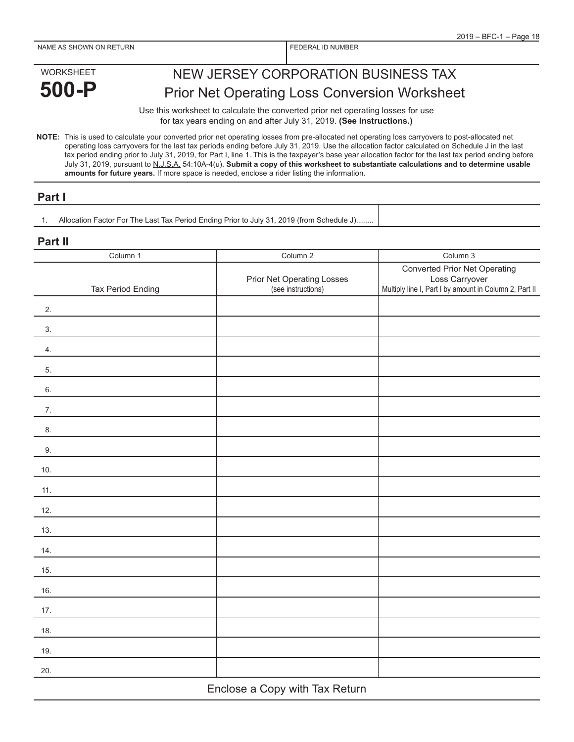NAME AS SHOWN ON RETURN | FEDERAL ID NUMBER

WORKSHEET
# 500-P

## NEW JERSEY CORPORATION BUSINESS TAX
## Prior Net Operating Loss Conversion Worksheet

Use this worksheet to calculate the converted prior net operating losses for use for tax years ending on and after July 31, 2019. **(See Instructions.)**

**NOTE:** This is used to calculate your converted prior net operating losses from pre-allocated net operating loss carryovers to post-allocated net operating loss carryovers for the last tax periods ending before July 31, 2019. Use the allocation factor calculated on Schedule J in the last tax period ending prior to July 31, 2019, for Part I, line 1. This is the taxpayer's base year allocation factor for the last tax period ending before July 31, 2019, pursuant to N.J.S.A. 54:10A-4(u). **Submit a copy of this worksheet to substantiate calculations and to determine usable amounts for future years.** If more space is needed, enclose a rider listing the information.

### Part I

| | |
|---|---|
| 1. Allocation Factor For The Last Tax Period Ending Prior to July 31, 2019 (from Schedule J)........ | |

### Part II

| Column 1<br>Tax Period Ending | Column 2<br>Prior Net Operating Losses (see instructions) | Column 3<br>Converted Prior Net Operating Loss Carryover<br>Multiply line I, Part I by amount in Column 2, Part II |
|---|---|---|
| 2. | | |
| 3. | | |
| 4. | | |
| 5. | | |
| 6. | | |
| 7. | | |
| 8. | | |
| 9. | | |
| 10. | | |
| 11. | | |
| 12. | | |
| 13. | | |
| 14. | | |
| 15. | | |
| 16. | | |
| 17. | | |
| 18. | | |
| 19. | | |
| 20. | | |

Enclose a Copy with Tax Return